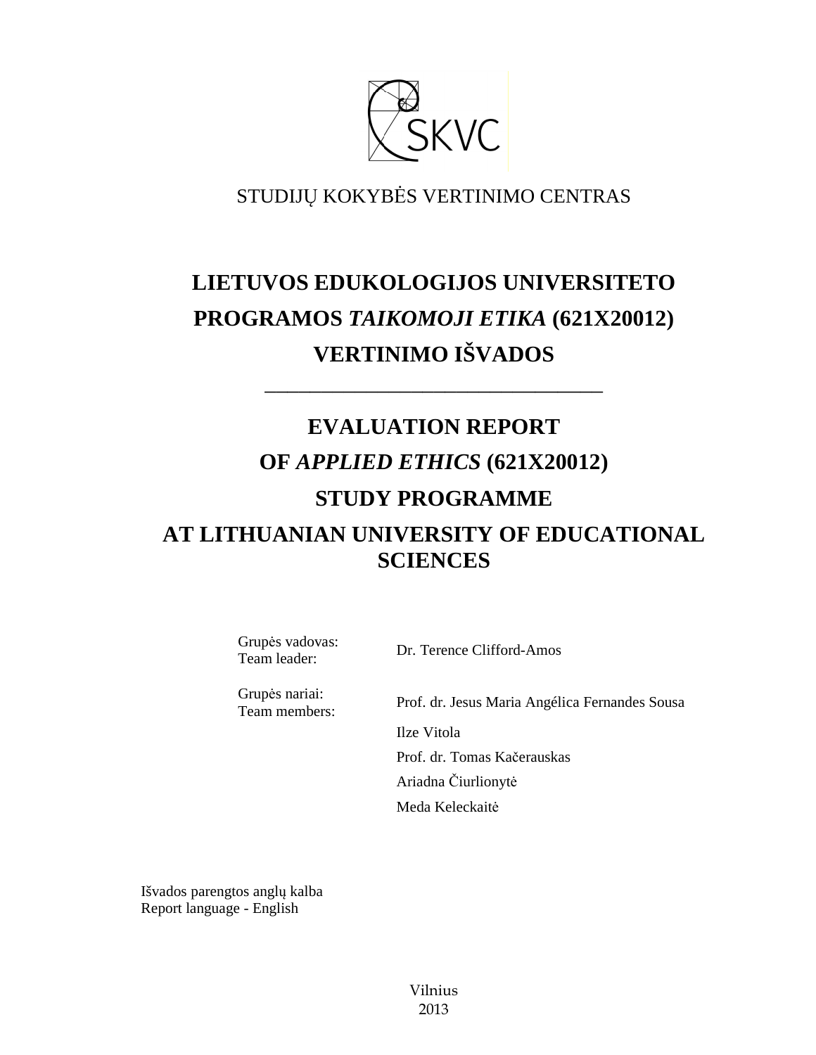SKVC

STUDIJŲ KOKYBĖS VERTINIMO CENTRAS

# LIETUVOS EDUKOLOGIJOS UNIVERSITETO PROGRAMOS *TAIKOMOJI ETIKA* (621X20012) VERTINIMO IŠVADOS

---

# EVALUATION REPORT OF *APPLIED ETHICS* (621X20012) STUDY PROGRAMME AT LITHUANIAN UNIVERSITY OF EDUCATIONAL SCIENCES

| | |
|---|---|
| Grupės vadovas:<br>Team leader: | Dr. Terence Clifford-Amos |
| Grupės nariai:<br>Team members: | Prof. dr. Jesus Maria Angélica Fernandes Sousa |
| | Ilze Vitola |
| | Prof. dr. Tomas Kačerauskas |
| | Ariadna Čiurlionytė |
| | Meda Keleckaitė |

Išvados parengtos anglų kalba
Report language - English

Vilnius
2013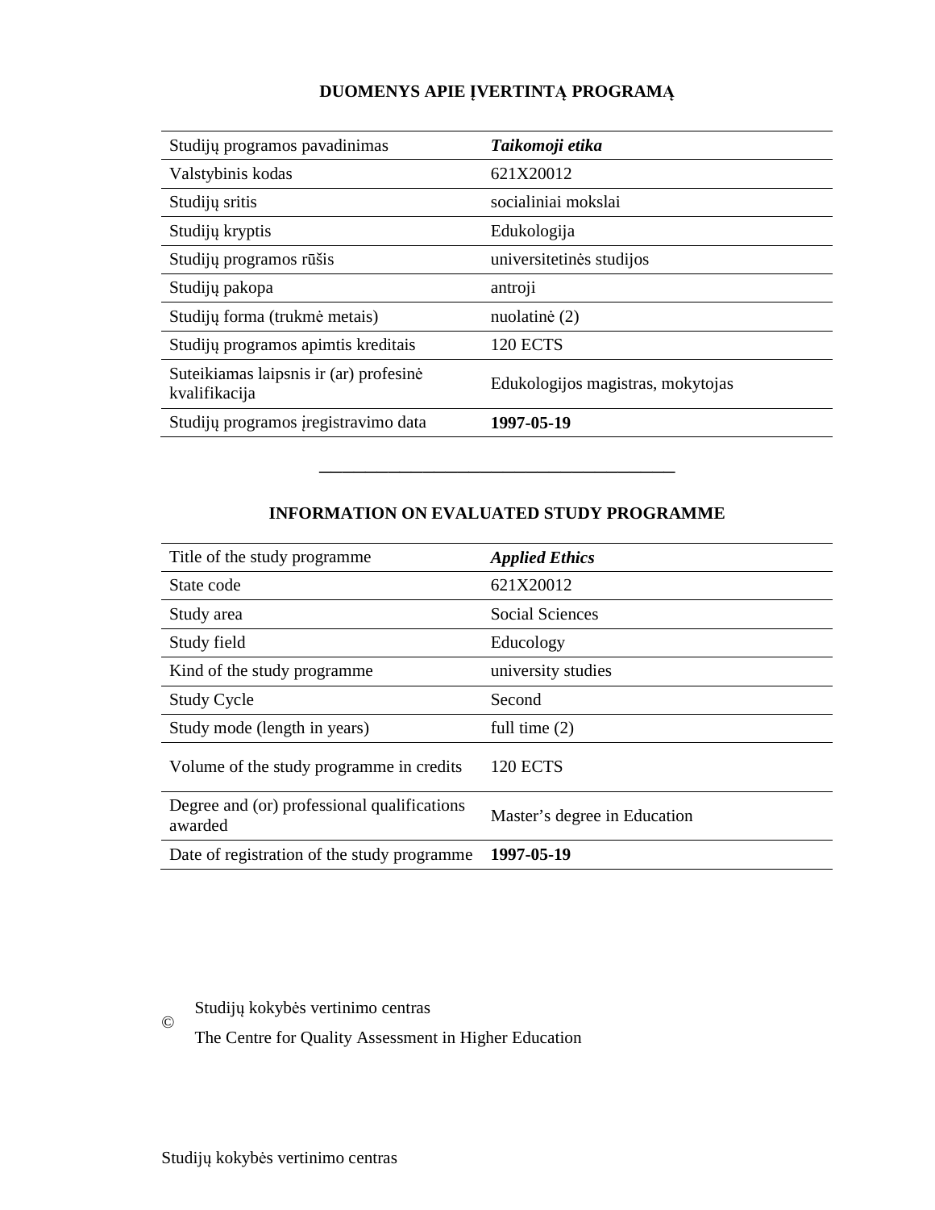## DUOMENYS APIE ĮVERTINTĄ PROGRAMĄ

| | |
|---|---|
| Studijų programos pavadinimas | ***Taikomoji etika*** |
| Valstybinis kodas | 621X20012 |
| Studijų sritis | socialiniai mokslai |
| Studijų kryptis | Edukologija |
| Studijų programos rūšis | universitetinės studijos |
| Studijų pakopa | antroji |
| Studijų forma (trukmė metais) | nuolatinė (2) |
| Studijų programos apimtis kreditais | 120 ECTS |
| Suteikiamas laipsnis ir (ar) profesinė kvalifikacija | Edukologijos magistras, mokytojas |
| Studijų programos įregistravimo data | **1997-05-19** |

---

## INFORMATION ON EVALUATED STUDY PROGRAMME

| | |
|---|---|
| Title of the study programme | ***Applied Ethics*** |
| State code | 621X20012 |
| Study area | Social Sciences |
| Study field | Educology |
| Kind of the study programme | university studies |
| Study Cycle | Second |
| Study mode (length in years) | full time (2) |
| Volume of the study programme in credits | 120 ECTS |
| Degree and (or) professional qualifications awarded | Master's degree in Education |
| Date of registration of the study programme | **1997-05-19** |

© Studijų kokybės vertinimo centras

The Centre for Quality Assessment in Higher Education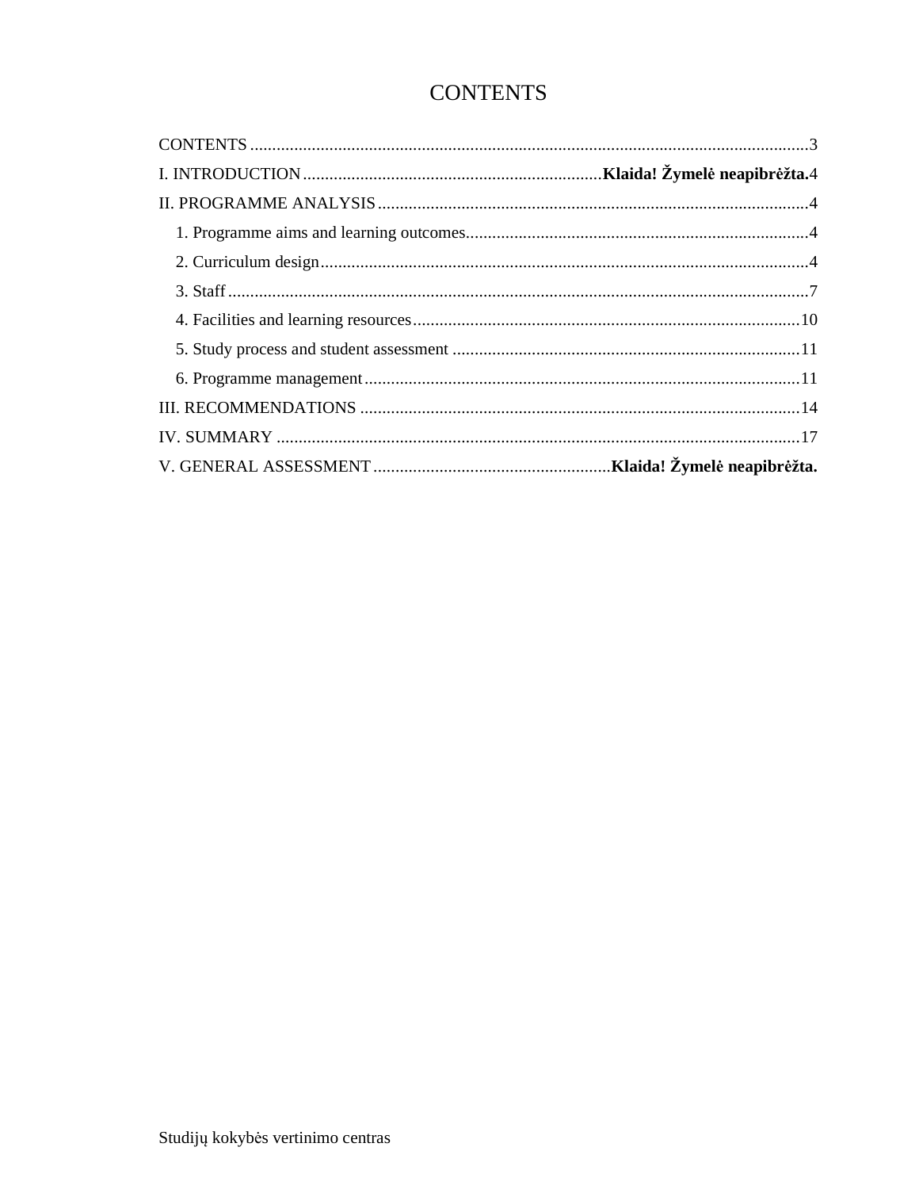# CONTENTS

CONTENTS ............................................................................................................................3

I. INTRODUCTION ..................................................................**Klaida! Žymelė neapibrėžta.**4

II. PROGRAMME ANALYSIS ..................................................................................................4

1. Programme aims and learning outcomes.............................................................................4
2. Curriculum design..............................................................................................................4
3. Staff ...................................................................................................................................7
4. Facilities and learning resources.......................................................................................10
5. Study process and student assessment ...............................................................................11
6. Programme management...................................................................................................11

III. RECOMMENDATIONS ....................................................................................................14

IV. SUMMARY .......................................................................................................................17

V. GENERAL ASSESSMENT .....................................................**Klaida! Žymelė neapibrėžta.**

Studijų kokybės vertinimo centras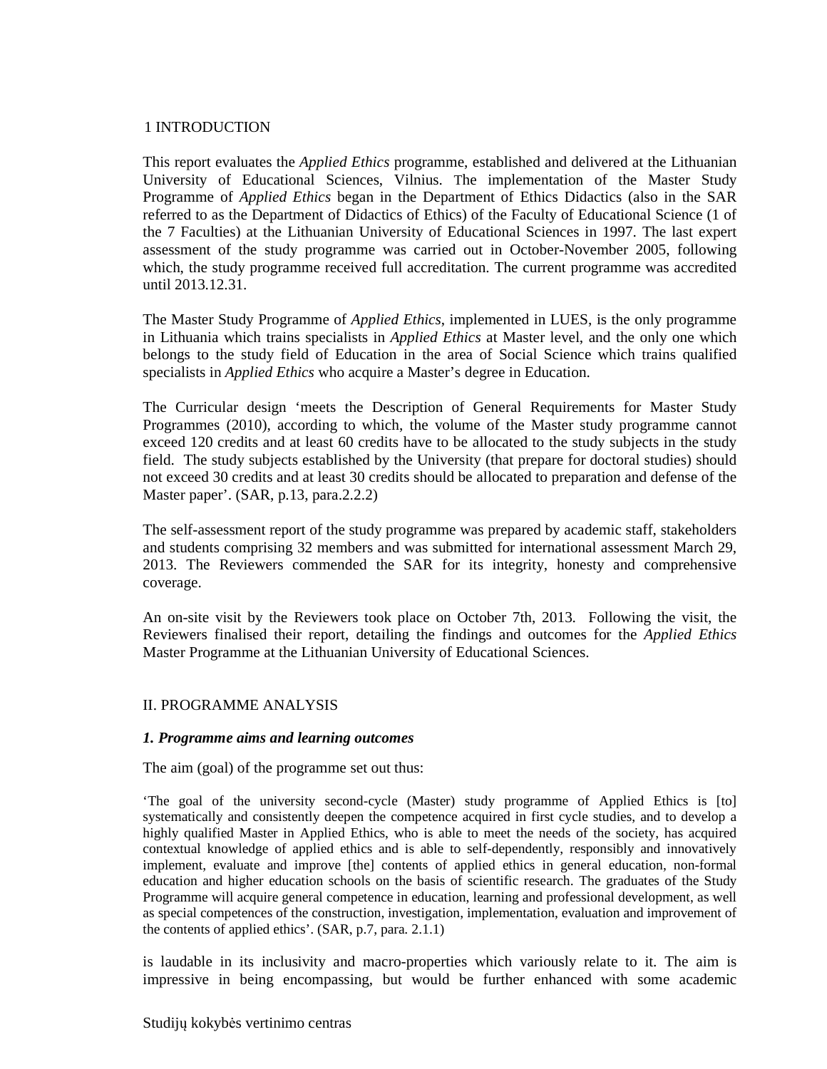## 1 INTRODUCTION

This report evaluates the *Applied Ethics* programme, established and delivered at the Lithuanian University of Educational Sciences, Vilnius. The implementation of the Master Study Programme of *Applied Ethics* began in the Department of Ethics Didactics (also in the SAR referred to as the Department of Didactics of Ethics) of the Faculty of Educational Science (1 of the 7 Faculties) at the Lithuanian University of Educational Sciences in 1997. The last expert assessment of the study programme was carried out in October-November 2005, following which, the study programme received full accreditation. The current programme was accredited until 2013.12.31.

The Master Study Programme of *Applied Ethics*, implemented in LUES, is the only programme in Lithuania which trains specialists in *Applied Ethics* at Master level, and the only one which belongs to the study field of Education in the area of Social Science which trains qualified specialists in *Applied Ethics* who acquire a Master's degree in Education.

The Curricular design 'meets the Description of General Requirements for Master Study Programmes (2010), according to which, the volume of the Master study programme cannot exceed 120 credits and at least 60 credits have to be allocated to the study subjects in the study field. The study subjects established by the University (that prepare for doctoral studies) should not exceed 30 credits and at least 30 credits should be allocated to preparation and defense of the Master paper'. (SAR, p.13, para.2.2.2)

The self-assessment report of the study programme was prepared by academic staff, stakeholders and students comprising 32 members and was submitted for international assessment March 29, 2013. The Reviewers commended the SAR for its integrity, honesty and comprehensive coverage.

An on-site visit by the Reviewers took place on October 7th, 2013. Following the visit, the Reviewers finalised their report, detailing the findings and outcomes for the *Applied Ethics* Master Programme at the Lithuanian University of Educational Sciences.

## II. PROGRAMME ANALYSIS

### *1. Programme aims and learning outcomes*

The aim (goal) of the programme set out thus:

> 'The goal of the university second-cycle (Master) study programme of Applied Ethics is [to] systematically and consistently deepen the competence acquired in first cycle studies, and to develop a highly qualified Master in Applied Ethics, who is able to meet the needs of the society, has acquired contextual knowledge of applied ethics and is able to self-dependently, responsibly and innovatively implement, evaluate and improve [the] contents of applied ethics in general education, non-formal education and higher education schools on the basis of scientific research. The graduates of the Study Programme will acquire general competence in education, learning and professional development, as well as special competences of the construction, investigation, implementation, evaluation and improvement of the contents of applied ethics'. (SAR, p.7, para. 2.1.1)

is laudable in its inclusivity and macro-properties which variously relate to it. The aim is impressive in being encompassing, but would be further enhanced with some academic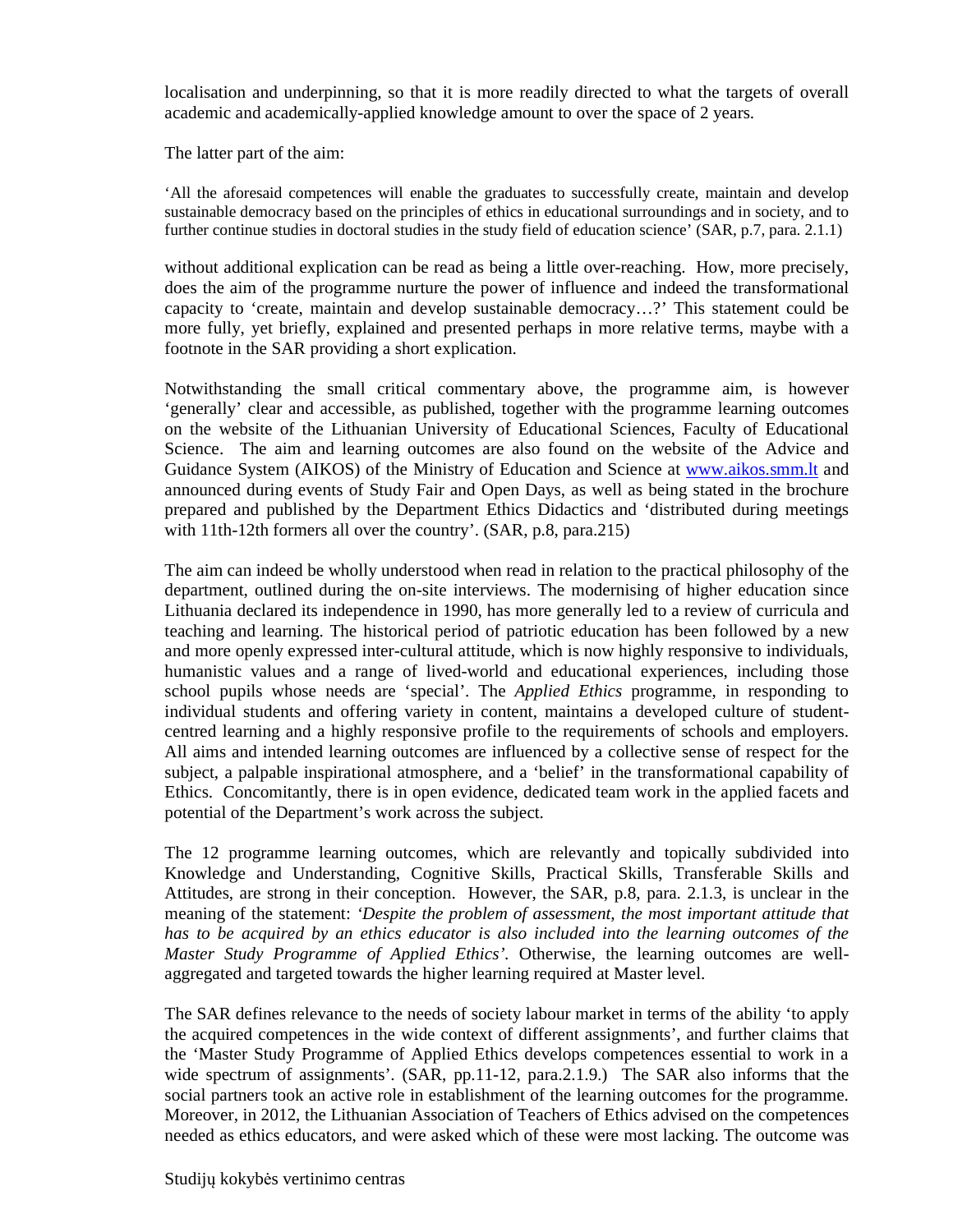localisation and underpinning, so that it is more readily directed to what the targets of overall academic and academically-applied knowledge amount to over the space of 2 years.

The latter part of the aim:

> 'All the aforesaid competences will enable the graduates to successfully create, maintain and develop sustainable democracy based on the principles of ethics in educational surroundings and in society, and to further continue studies in doctoral studies in the study field of education science' (SAR, p.7, para. 2.1.1)

without additional explication can be read as being a little over-reaching. How, more precisely, does the aim of the programme nurture the power of influence and indeed the transformational capacity to 'create, maintain and develop sustainable democracy…?' This statement could be more fully, yet briefly, explained and presented perhaps in more relative terms, maybe with a footnote in the SAR providing a short explication.

Notwithstanding the small critical commentary above, the programme aim, is however 'generally' clear and accessible, as published, together with the programme learning outcomes on the website of the Lithuanian University of Educational Sciences, Faculty of Educational Science. The aim and learning outcomes are also found on the website of the Advice and Guidance System (AIKOS) of the Ministry of Education and Science at [www.aikos.smm.lt](http://www.aikos.smm.lt) and announced during events of Study Fair and Open Days, as well as being stated in the brochure prepared and published by the Department Ethics Didactics and 'distributed during meetings with 11th-12th formers all over the country'. (SAR, p.8, para.215)

The aim can indeed be wholly understood when read in relation to the practical philosophy of the department, outlined during the on-site interviews. The modernising of higher education since Lithuania declared its independence in 1990, has more generally led to a review of curricula and teaching and learning. The historical period of patriotic education has been followed by a new and more openly expressed inter-cultural attitude, which is now highly responsive to individuals, humanistic values and a range of lived-world and educational experiences, including those school pupils whose needs are 'special'. The *Applied Ethics* programme, in responding to individual students and offering variety in content, maintains a developed culture of student-centred learning and a highly responsive profile to the requirements of schools and employers. All aims and intended learning outcomes are influenced by a collective sense of respect for the subject, a palpable inspirational atmosphere, and a 'belief' in the transformational capability of Ethics. Concomitantly, there is in open evidence, dedicated team work in the applied facets and potential of the Department's work across the subject.

The 12 programme learning outcomes, which are relevantly and topically subdivided into Knowledge and Understanding, Cognitive Skills, Practical Skills, Transferable Skills and Attitudes, are strong in their conception. However, the SAR, p.8, para. 2.1.3, is unclear in the meaning of the statement: *'Despite the problem of assessment, the most important attitude that has to be acquired by an ethics educator is also included into the learning outcomes of the Master Study Programme of Applied Ethics'.* Otherwise, the learning outcomes are well-aggregated and targeted towards the higher learning required at Master level.

The SAR defines relevance to the needs of society labour market in terms of the ability 'to apply the acquired competences in the wide context of different assignments', and further claims that the 'Master Study Programme of Applied Ethics develops competences essential to work in a wide spectrum of assignments'. (SAR, pp.11-12, para.2.1.9.) The SAR also informs that the social partners took an active role in establishment of the learning outcomes for the programme. Moreover, in 2012, the Lithuanian Association of Teachers of Ethics advised on the competences needed as ethics educators, and were asked which of these were most lacking. The outcome was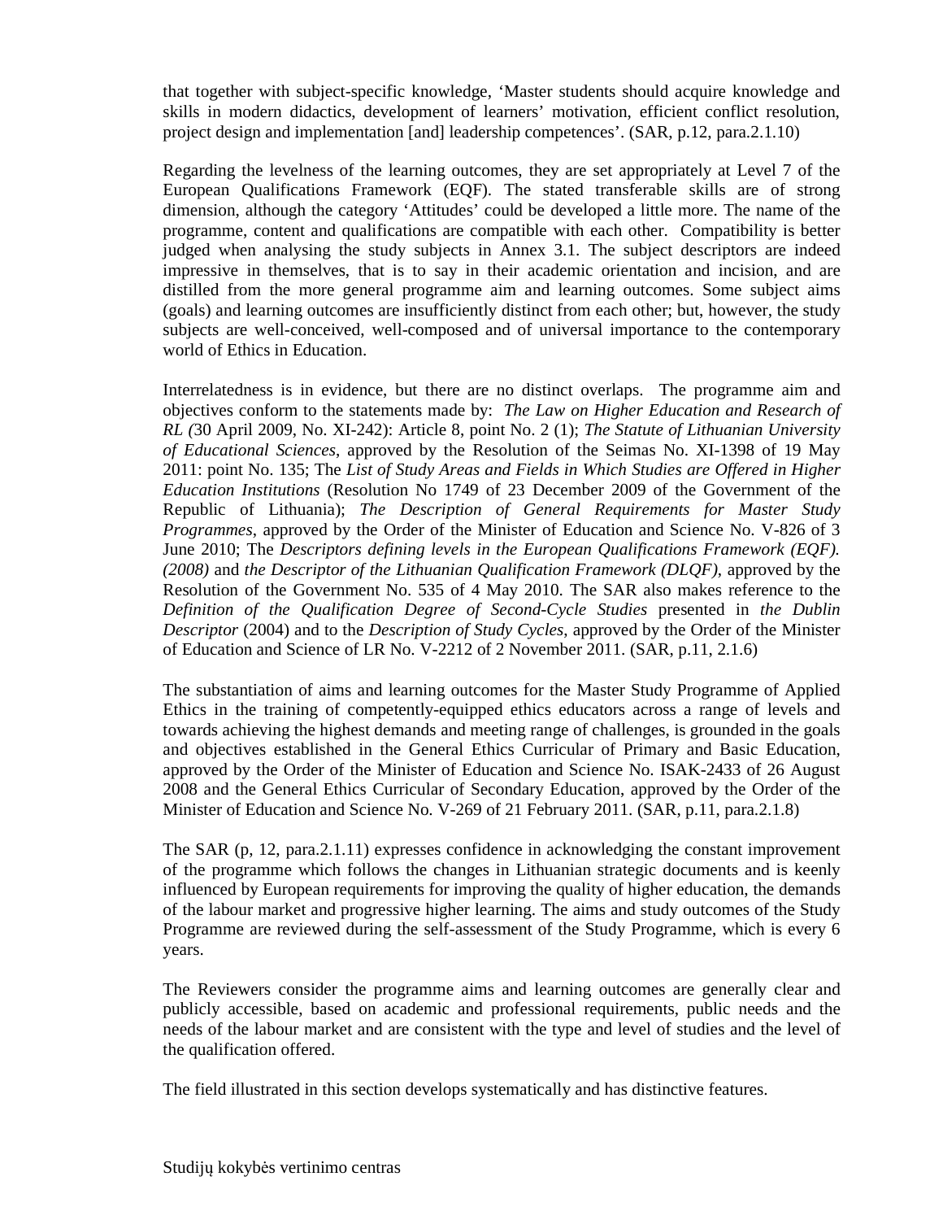that together with subject-specific knowledge, 'Master students should acquire knowledge and skills in modern didactics, development of learners' motivation, efficient conflict resolution, project design and implementation [and] leadership competences'. (SAR, p.12, para.2.1.10)

Regarding the levelness of the learning outcomes, they are set appropriately at Level 7 of the European Qualifications Framework (EQF). The stated transferable skills are of strong dimension, although the category 'Attitudes' could be developed a little more. The name of the programme, content and qualifications are compatible with each other. Compatibility is better judged when analysing the study subjects in Annex 3.1. The subject descriptors are indeed impressive in themselves, that is to say in their academic orientation and incision, and are distilled from the more general programme aim and learning outcomes. Some subject aims (goals) and learning outcomes are insufficiently distinct from each other; but, however, the study subjects are well-conceived, well-composed and of universal importance to the contemporary world of Ethics in Education.

Interrelatedness is in evidence, but there are no distinct overlaps. The programme aim and objectives conform to the statements made by: *The Law on Higher Education and Research of RL (*30 April 2009, No. XI-242): Article 8, point No. 2 (1); *The Statute of Lithuanian University of Educational Sciences*, approved by the Resolution of the Seimas No. XI-1398 of 19 May 2011: point No. 135; The *List of Study Areas and Fields in Which Studies are Offered in Higher Education Institutions* (Resolution No 1749 of 23 December 2009 of the Government of the Republic of Lithuania); *The Description of General Requirements for Master Study Programmes*, approved by the Order of the Minister of Education and Science No. V-826 of 3 June 2010; The *Descriptors defining levels in the European Qualifications Framework (EQF). (2008)* and *the Descriptor of the Lithuanian Qualification Framework (DLQF)*, approved by the Resolution of the Government No. 535 of 4 May 2010. The SAR also makes reference to the *Definition of the Qualification Degree of Second-Cycle Studies* presented in *the Dublin Descriptor* (2004) and to the *Description of Study Cycles*, approved by the Order of the Minister of Education and Science of LR No. V-2212 of 2 November 2011. (SAR, p.11, 2.1.6)

The substantiation of aims and learning outcomes for the Master Study Programme of Applied Ethics in the training of competently-equipped ethics educators across a range of levels and towards achieving the highest demands and meeting range of challenges, is grounded in the goals and objectives established in the General Ethics Curricular of Primary and Basic Education, approved by the Order of the Minister of Education and Science No. ISAK-2433 of 26 August 2008 and the General Ethics Curricular of Secondary Education, approved by the Order of the Minister of Education and Science No. V-269 of 21 February 2011. (SAR, p.11, para.2.1.8)

The SAR (p, 12, para.2.1.11) expresses confidence in acknowledging the constant improvement of the programme which follows the changes in Lithuanian strategic documents and is keenly influenced by European requirements for improving the quality of higher education, the demands of the labour market and progressive higher learning. The aims and study outcomes of the Study Programme are reviewed during the self-assessment of the Study Programme, which is every 6 years.

The Reviewers consider the programme aims and learning outcomes are generally clear and publicly accessible, based on academic and professional requirements, public needs and the needs of the labour market and are consistent with the type and level of studies and the level of the qualification offered.

The field illustrated in this section develops systematically and has distinctive features.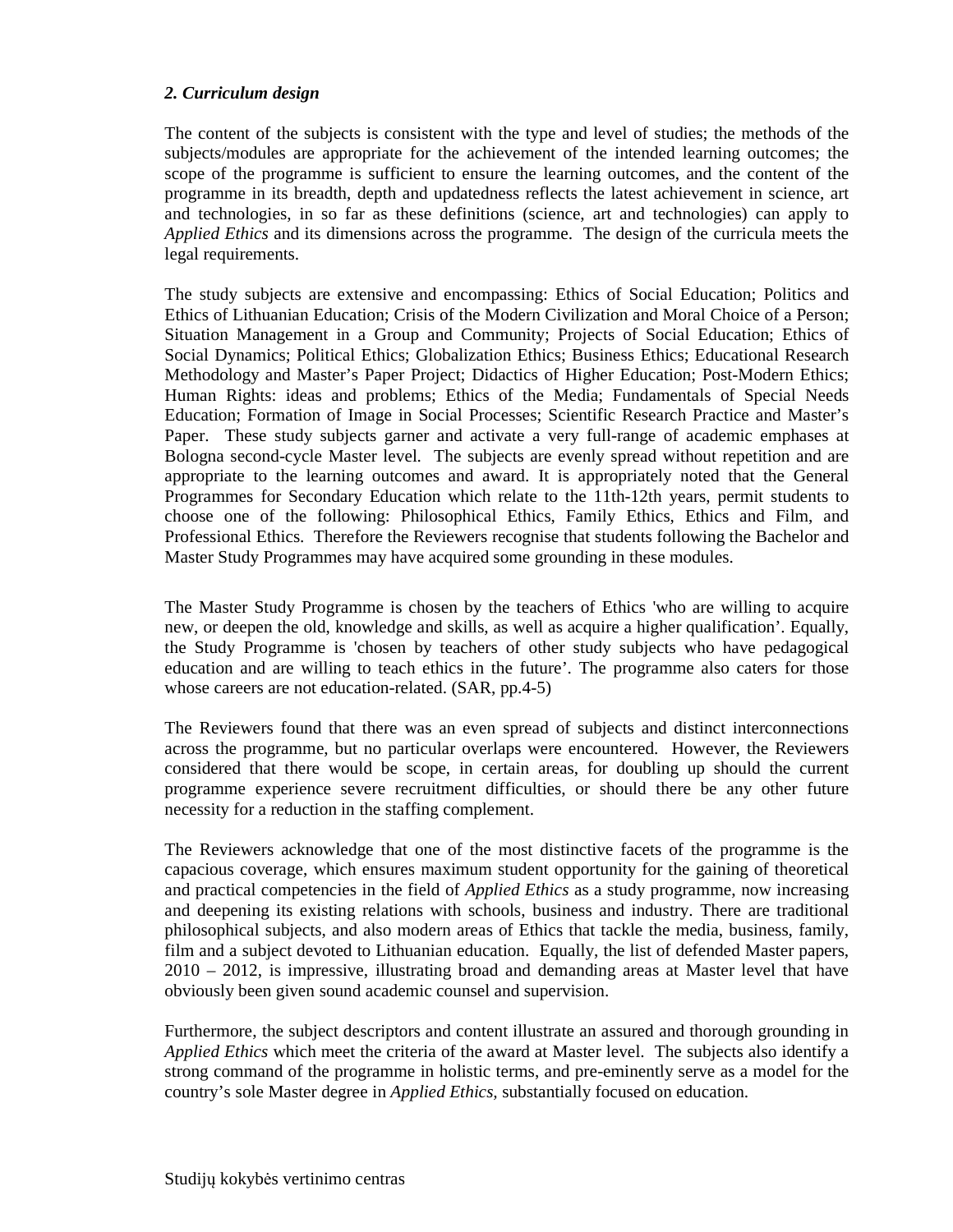***2. Curriculum design***

The content of the subjects is consistent with the type and level of studies; the methods of the subjects/modules are appropriate for the achievement of the intended learning outcomes; the scope of the programme is sufficient to ensure the learning outcomes, and the content of the programme in its breadth, depth and updatedness reflects the latest achievement in science, art and technologies, in so far as these definitions (science, art and technologies) can apply to *Applied Ethics* and its dimensions across the programme. The design of the curricula meets the legal requirements.

The study subjects are extensive and encompassing: Ethics of Social Education; Politics and Ethics of Lithuanian Education; Crisis of the Modern Civilization and Moral Choice of a Person; Situation Management in a Group and Community; Projects of Social Education; Ethics of Social Dynamics; Political Ethics; Globalization Ethics; Business Ethics; Educational Research Methodology and Master's Paper Project; Didactics of Higher Education; Post-Modern Ethics; Human Rights: ideas and problems; Ethics of the Media; Fundamentals of Special Needs Education; Formation of Image in Social Processes; Scientific Research Practice and Master's Paper. These study subjects garner and activate a very full-range of academic emphases at Bologna second-cycle Master level. The subjects are evenly spread without repetition and are appropriate to the learning outcomes and award. It is appropriately noted that the General Programmes for Secondary Education which relate to the 11th-12th years, permit students to choose one of the following: Philosophical Ethics, Family Ethics, Ethics and Film, and Professional Ethics. Therefore the Reviewers recognise that students following the Bachelor and Master Study Programmes may have acquired some grounding in these modules.

The Master Study Programme is chosen by the teachers of Ethics 'who are willing to acquire new, or deepen the old, knowledge and skills, as well as acquire a higher qualification'. Equally, the Study Programme is 'chosen by teachers of other study subjects who have pedagogical education and are willing to teach ethics in the future'. The programme also caters for those whose careers are not education-related. (SAR, pp.4-5)

The Reviewers found that there was an even spread of subjects and distinct interconnections across the programme, but no particular overlaps were encountered. However, the Reviewers considered that there would be scope, in certain areas, for doubling up should the current programme experience severe recruitment difficulties, or should there be any other future necessity for a reduction in the staffing complement.

The Reviewers acknowledge that one of the most distinctive facets of the programme is the capacious coverage, which ensures maximum student opportunity for the gaining of theoretical and practical competencies in the field of *Applied Ethics* as a study programme, now increasing and deepening its existing relations with schools, business and industry. There are traditional philosophical subjects, and also modern areas of Ethics that tackle the media, business, family, film and a subject devoted to Lithuanian education. Equally, the list of defended Master papers, 2010 – 2012, is impressive, illustrating broad and demanding areas at Master level that have obviously been given sound academic counsel and supervision.

Furthermore, the subject descriptors and content illustrate an assured and thorough grounding in *Applied Ethics* which meet the criteria of the award at Master level. The subjects also identify a strong command of the programme in holistic terms, and pre-eminently serve as a model for the country's sole Master degree in *Applied Ethics*, substantially focused on education.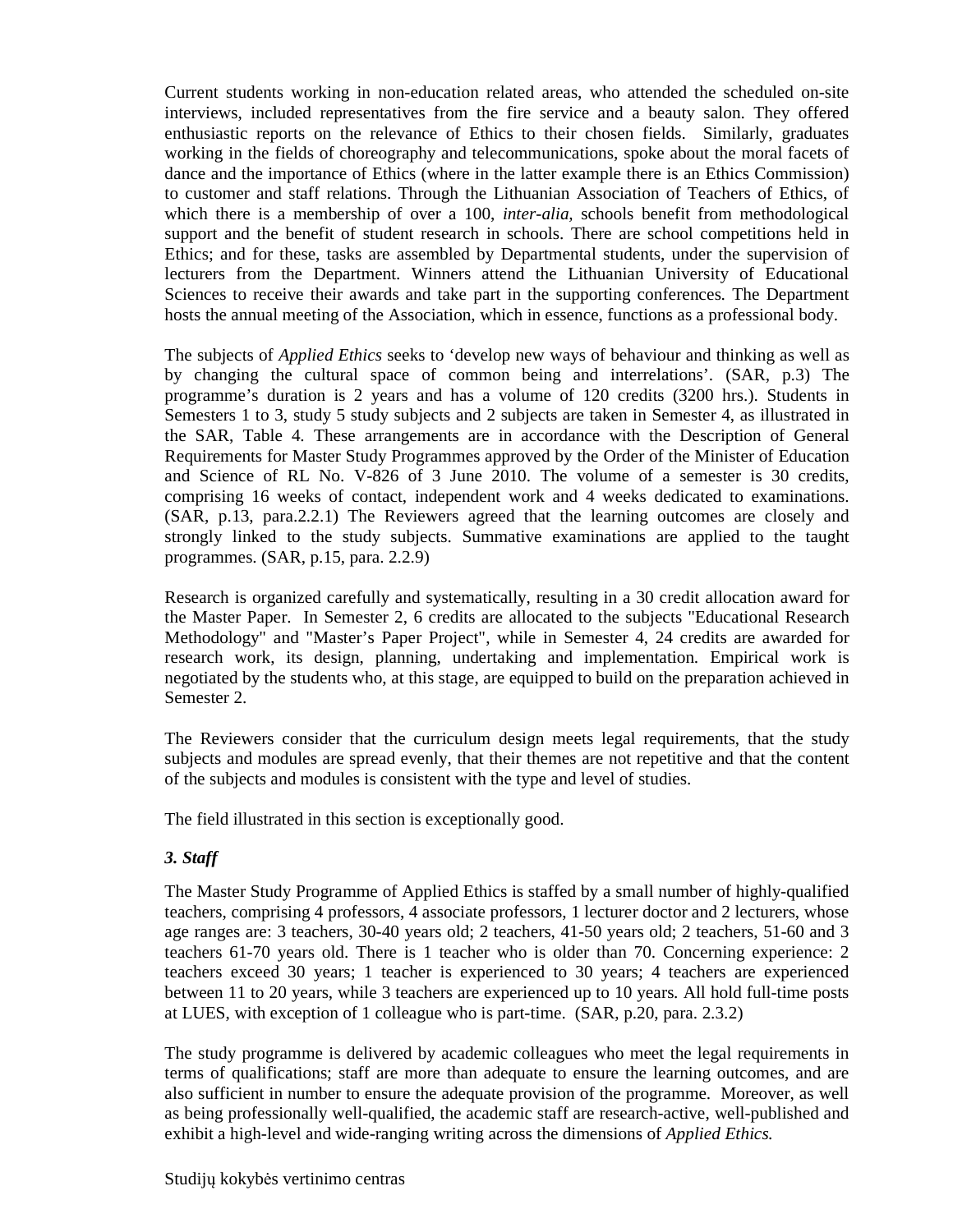Current students working in non-education related areas, who attended the scheduled on-site interviews, included representatives from the fire service and a beauty salon. They offered enthusiastic reports on the relevance of Ethics to their chosen fields.  Similarly, graduates working in the fields of choreography and telecommunications, spoke about the moral facets of dance and the importance of Ethics (where in the latter example there is an Ethics Commission) to customer and staff relations. Through the Lithuanian Association of Teachers of Ethics, of which there is a membership of over a 100, *inter-alia,* schools benefit from methodological support and the benefit of student research in schools. There are school competitions held in Ethics; and for these, tasks are assembled by Departmental students, under the supervision of lecturers from the Department. Winners attend the Lithuanian University of Educational Sciences to receive their awards and take part in the supporting conferences. The Department hosts the annual meeting of the Association, which in essence, functions as a professional body.

The subjects of *Applied Ethics* seeks to 'develop new ways of behaviour and thinking as well as by changing the cultural space of common being and interrelations'. (SAR, p.3) The programme's duration is 2 years and has a volume of 120 credits (3200 hrs.). Students in Semesters 1 to 3, study 5 study subjects and 2 subjects are taken in Semester 4, as illustrated in the SAR, Table 4. These arrangements are in accordance with the Description of General Requirements for Master Study Programmes approved by the Order of the Minister of Education and Science of RL No. V-826 of 3 June 2010. The volume of a semester is 30 credits, comprising 16 weeks of contact, independent work and 4 weeks dedicated to examinations. (SAR, p.13, para.2.2.1) The Reviewers agreed that the learning outcomes are closely and strongly linked to the study subjects. Summative examinations are applied to the taught programmes. (SAR, p.15, para. 2.2.9)

Research is organized carefully and systematically, resulting in a 30 credit allocation award for the Master Paper.  In Semester 2, 6 credits are allocated to the subjects "Educational Research Methodology" and "Master's Paper Project", while in Semester 4, 24 credits are awarded for research work, its design, planning, undertaking and implementation. Empirical work is negotiated by the students who, at this stage, are equipped to build on the preparation achieved in Semester 2.

The Reviewers consider that the curriculum design meets legal requirements, that the study subjects and modules are spread evenly, that their themes are not repetitive and that the content of the subjects and modules is consistent with the type and level of studies.

The field illustrated in this section is exceptionally good.

### *3. Staff*

The Master Study Programme of Applied Ethics is staffed by a small number of highly-qualified teachers, comprising 4 professors, 4 associate professors, 1 lecturer doctor and 2 lecturers, whose age ranges are: 3 teachers, 30-40 years old; 2 teachers, 41-50 years old; 2 teachers, 51-60 and 3 teachers 61-70 years old. There is 1 teacher who is older than 70. Concerning experience: 2 teachers exceed 30 years; 1 teacher is experienced to 30 years; 4 teachers are experienced between 11 to 20 years, while 3 teachers are experienced up to 10 years. All hold full-time posts at LUES, with exception of 1 colleague who is part-time.  (SAR, p.20, para. 2.3.2)

The study programme is delivered by academic colleagues who meet the legal requirements in terms of qualifications; staff are more than adequate to ensure the learning outcomes, and are also sufficient in number to ensure the adequate provision of the programme.  Moreover, as well as being professionally well-qualified, the academic staff are research-active, well-published and exhibit a high-level and wide-ranging writing across the dimensions of *Applied Ethics.*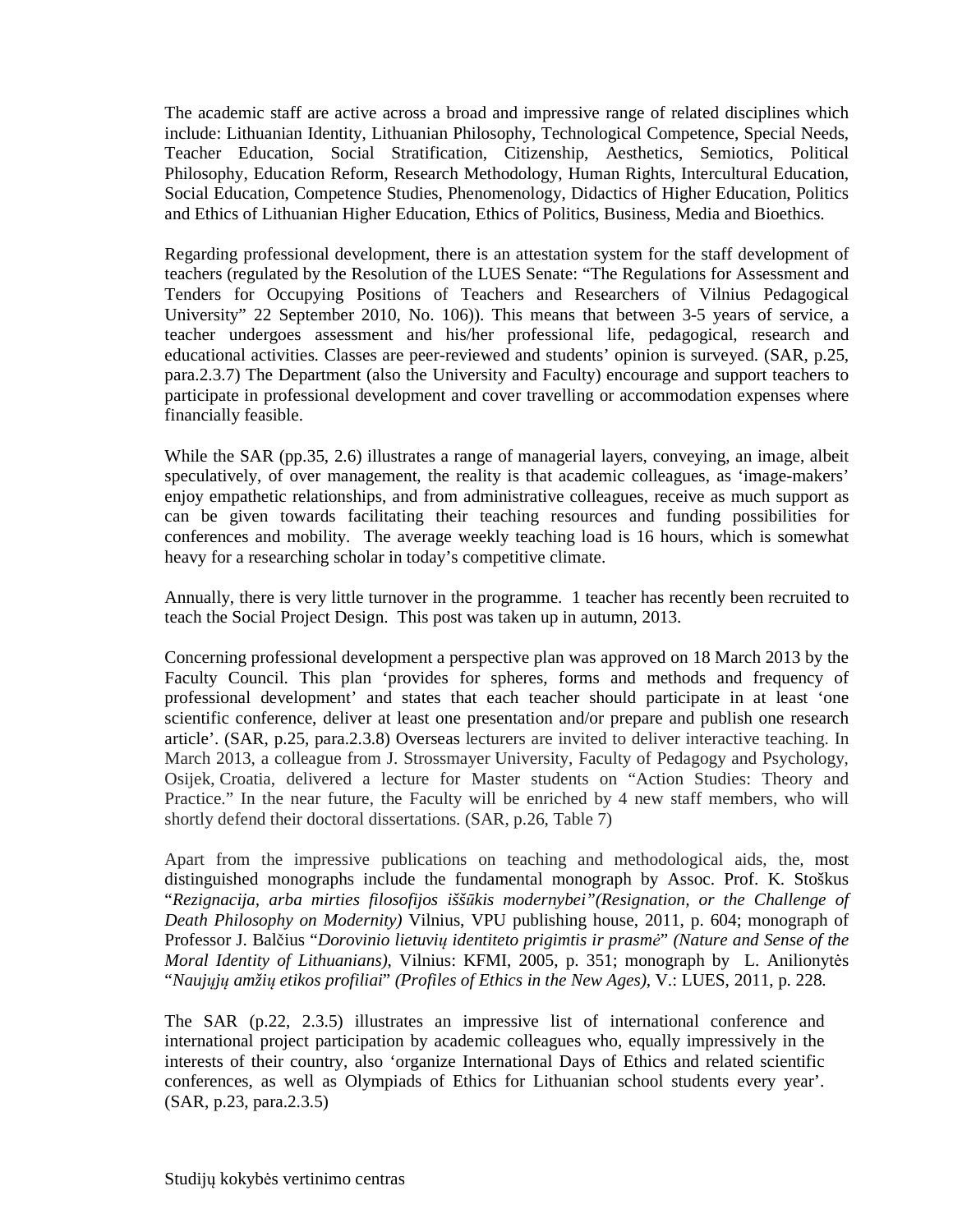The academic staff are active across a broad and impressive range of related disciplines which include: Lithuanian Identity, Lithuanian Philosophy, Technological Competence, Special Needs, Teacher Education, Social Stratification, Citizenship, Aesthetics, Semiotics, Political Philosophy, Education Reform, Research Methodology, Human Rights, Intercultural Education, Social Education, Competence Studies, Phenomenology, Didactics of Higher Education, Politics and Ethics of Lithuanian Higher Education, Ethics of Politics, Business, Media and Bioethics.

Regarding professional development, there is an attestation system for the staff development of teachers (regulated by the Resolution of the LUES Senate: "The Regulations for Assessment and Tenders for Occupying Positions of Teachers and Researchers of Vilnius Pedagogical University" 22 September 2010, No. 106)). This means that between 3-5 years of service, a teacher undergoes assessment and his/her professional life, pedagogical, research and educational activities. Classes are peer-reviewed and students' opinion is surveyed. (SAR, p.25, para.2.3.7) The Department (also the University and Faculty) encourage and support teachers to participate in professional development and cover travelling or accommodation expenses where financially feasible.

While the SAR (pp.35, 2.6) illustrates a range of managerial layers, conveying, an image, albeit speculatively, of over management, the reality is that academic colleagues, as 'image-makers' enjoy empathetic relationships, and from administrative colleagues, receive as much support as can be given towards facilitating their teaching resources and funding possibilities for conferences and mobility. The average weekly teaching load is 16 hours, which is somewhat heavy for a researching scholar in today's competitive climate.

Annually, there is very little turnover in the programme. 1 teacher has recently been recruited to teach the Social Project Design. This post was taken up in autumn, 2013.

Concerning professional development a perspective plan was approved on 18 March 2013 by the Faculty Council. This plan 'provides for spheres, forms and methods and frequency of professional development' and states that each teacher should participate in at least 'one scientific conference, deliver at least one presentation and/or prepare and publish one research article'. (SAR, p.25, para.2.3.8) Overseas lecturers are invited to deliver interactive teaching. In March 2013, a colleague from J. Strossmayer University, Faculty of Pedagogy and Psychology, Osijek, Croatia, delivered a lecture for Master students on "Action Studies: Theory and Practice." In the near future, the Faculty will be enriched by 4 new staff members, who will shortly defend their doctoral dissertations. (SAR, p.26, Table 7)

Apart from the impressive publications on teaching and methodological aids, the, most distinguished monographs include the fundamental monograph by Assoc. Prof. K. Stoškus "*Rezignacija, arba mirties filosofijos iššūkis modernybei"(Resignation, or the Challenge of Death Philosophy on Modernity)* Vilnius, VPU publishing house, 2011, p. 604; monograph of Professor J. Balčius "*Dorovinio lietuvių identiteto prigimtis ir prasmė*" *(Nature and Sense of the Moral Identity of Lithuanians)*, Vilnius: KFMI, 2005, p. 351; monograph by L. Anilionytės "*Naujųjų amžių etikos profiliai*" *(Profiles of Ethics in the New Ages)*, V.: LUES, 2011, p. 228.

The SAR (p.22, 2.3.5) illustrates an impressive list of international conference and international project participation by academic colleagues who, equally impressively in the interests of their country, also 'organize International Days of Ethics and related scientific conferences, as well as Olympiads of Ethics for Lithuanian school students every year'. (SAR, p.23, para.2.3.5)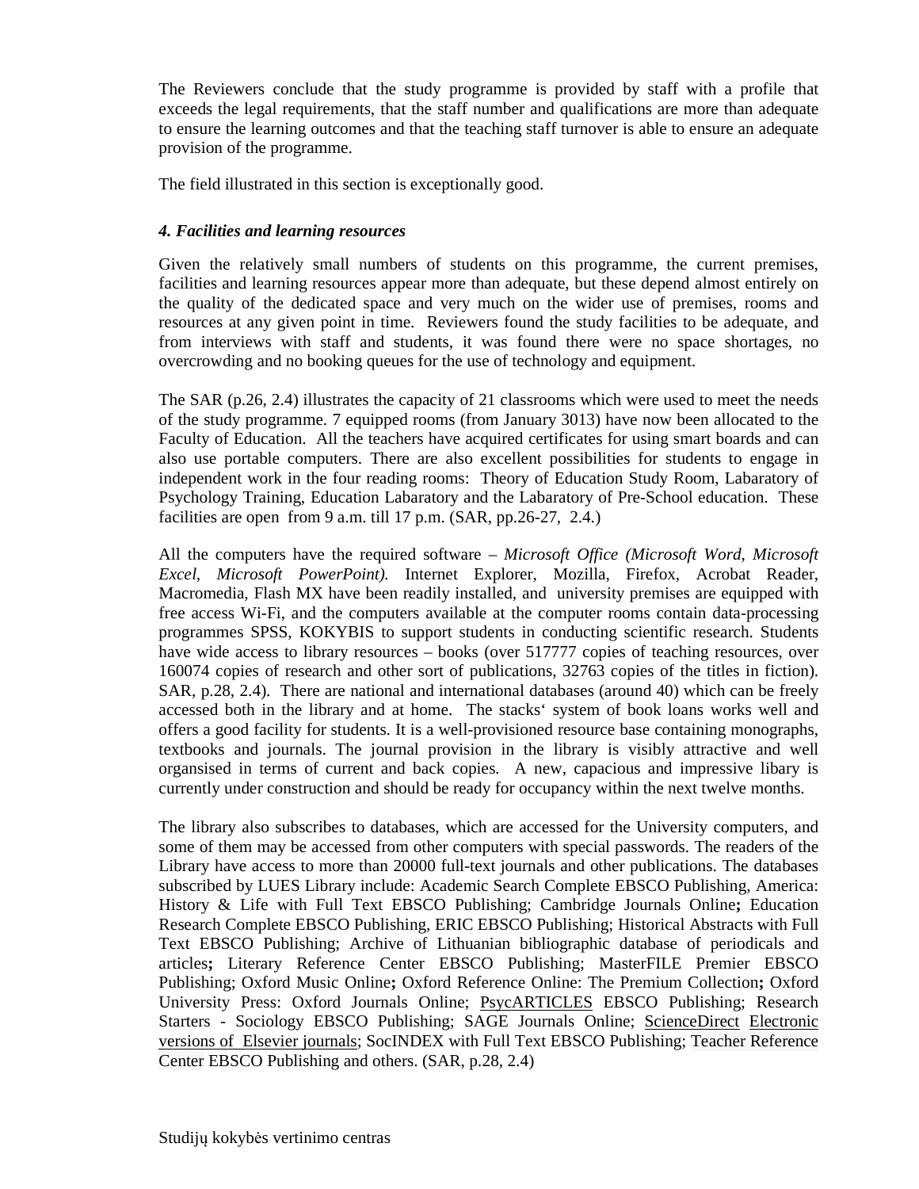The Reviewers conclude that the study programme is provided by staff with a profile that exceeds the legal requirements, that the staff number and qualifications are more than adequate to ensure the learning outcomes and that the teaching staff turnover is able to ensure an adequate provision of the programme.

The field illustrated in this section is exceptionally good.

### *4. Facilities and learning resources*

Given the relatively small numbers of students on this programme, the current premises, facilities and learning resources appear more than adequate, but these depend almost entirely on the quality of the dedicated space and very much on the wider use of premises, rooms and resources at any given point in time. Reviewers found the study facilities to be adequate, and from interviews with staff and students, it was found there were no space shortages, no overcrowding and no booking queues for the use of technology and equipment.

The SAR (p.26, 2.4) illustrates the capacity of 21 classrooms which were used to meet the needs of the study programme. 7 equipped rooms (from January 3013) have now been allocated to the Faculty of Education. All the teachers have acquired certificates for using smart boards and can also use portable computers. There are also excellent possibilities for students to engage in independent work in the four reading rooms: Theory of Education Study Room, Labaratory of Psychology Training, Education Labaratory and the Labaratory of Pre-School education. These facilities are open from 9 a.m. till 17 p.m. (SAR, pp.26-27, 2.4.)

All the computers have the required software – *Microsoft Office (Microsoft Word, Microsoft Excel, Microsoft PowerPoint).* Internet Explorer, Mozilla, Firefox, Acrobat Reader, Macromedia, Flash MX have been readily installed, and university premises are equipped with free access Wi-Fi, and the computers available at the computer rooms contain data-processing programmes SPSS, KOKYBIS to support students in conducting scientific research. Students have wide access to library resources – books (over 517777 copies of teaching resources, over 160074 copies of research and other sort of publications, 32763 copies of the titles in fiction). SAR, p.28, 2.4). There are national and international databases (around 40) which can be freely accessed both in the library and at home. The stacks' system of book loans works well and offers a good facility for students. It is a well-provisioned resource base containing monographs, textbooks and journals. The journal provision in the library is visibly attractive and well organsised in terms of current and back copies. A new, capacious and impressive libary is currently under construction and should be ready for occupancy within the next twelve months.

The library also subscribes to databases, which are accessed for the University computers, and some of them may be accessed from other computers with special passwords. The readers of the Library have access to more than 20000 full-text journals and other publications. The databases subscribed by LUES Library include: Academic Search Complete EBSCO Publishing, America: History & Life with Full Text EBSCO Publishing; Cambridge Journals Online**;** Education Research Complete EBSCO Publishing, ERIC EBSCO Publishing; Historical Abstracts with Full Text EBSCO Publishing; Archive of Lithuanian bibliographic database of periodicals and articles**;** Literary Reference Center EBSCO Publishing; MasterFILE Premier EBSCO Publishing; Oxford Music Online**;** Oxford Reference Online: The Premium Collection**;** Oxford University Press: Oxford Journals Online; PsycARTICLES EBSCO Publishing; Research Starters - Sociology EBSCO Publishing; SAGE Journals Online; ScienceDirect Electronic versions of Elsevier journals; SocINDEX with Full Text EBSCO Publishing; Teacher Reference Center EBSCO Publishing and others. (SAR, p.28, 2.4)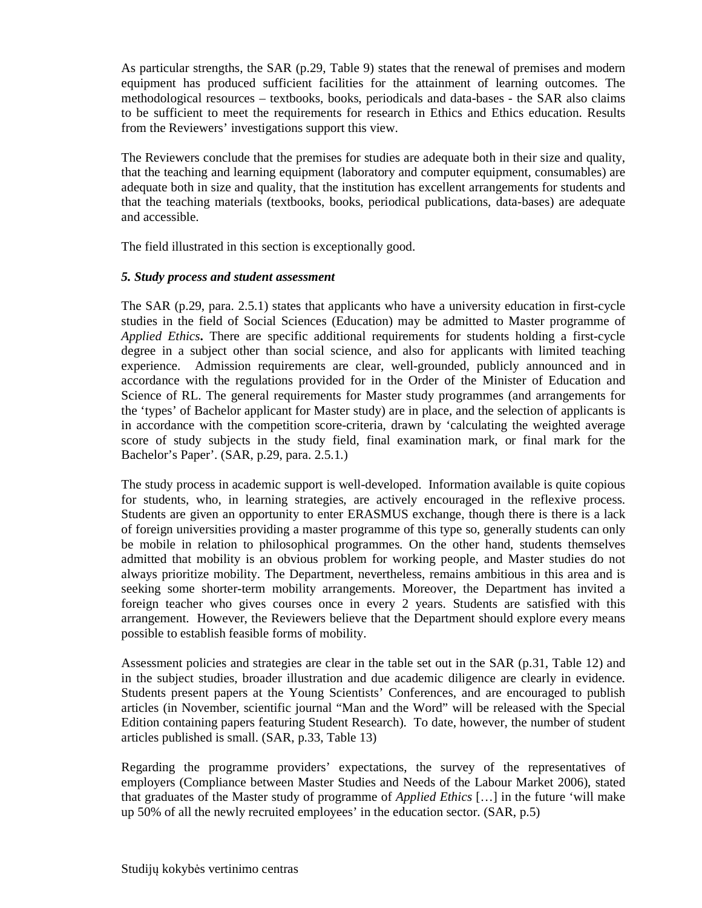As particular strengths, the SAR (p.29, Table 9) states that the renewal of premises and modern equipment has produced sufficient facilities for the attainment of learning outcomes. The methodological resources – textbooks, books, periodicals and data-bases - the SAR also claims to be sufficient to meet the requirements for research in Ethics and Ethics education. Results from the Reviewers' investigations support this view.

The Reviewers conclude that the premises for studies are adequate both in their size and quality, that the teaching and learning equipment (laboratory and computer equipment, consumables) are adequate both in size and quality, that the institution has excellent arrangements for students and that the teaching materials (textbooks, books, periodical publications, data-bases) are adequate and accessible.

The field illustrated in this section is exceptionally good.

***5. Study process and student assessment***

The SAR (p.29, para. 2.5.1) states that applicants who have a university education in first-cycle studies in the field of Social Sciences (Education) may be admitted to Master programme of *Applied Ethics***.** There are specific additional requirements for students holding a first-cycle degree in a subject other than social science, and also for applicants with limited teaching experience. Admission requirements are clear, well-grounded, publicly announced and in accordance with the regulations provided for in the Order of the Minister of Education and Science of RL. The general requirements for Master study programmes (and arrangements for the 'types' of Bachelor applicant for Master study) are in place, and the selection of applicants is in accordance with the competition score-criteria, drawn by 'calculating the weighted average score of study subjects in the study field, final examination mark, or final mark for the Bachelor's Paper'. (SAR, p.29, para. 2.5.1.)

The study process in academic support is well-developed. Information available is quite copious for students, who, in learning strategies, are actively encouraged in the reflexive process. Students are given an opportunity to enter ERASMUS exchange, though there is there is a lack of foreign universities providing a master programme of this type so, generally students can only be mobile in relation to philosophical programmes. On the other hand, students themselves admitted that mobility is an obvious problem for working people, and Master studies do not always prioritize mobility. The Department, nevertheless, remains ambitious in this area and is seeking some shorter-term mobility arrangements. Moreover, the Department has invited a foreign teacher who gives courses once in every 2 years. Students are satisfied with this arrangement. However, the Reviewers believe that the Department should explore every means possible to establish feasible forms of mobility.

Assessment policies and strategies are clear in the table set out in the SAR (p.31, Table 12) and in the subject studies, broader illustration and due academic diligence are clearly in evidence. Students present papers at the Young Scientists' Conferences, and are encouraged to publish articles (in November, scientific journal "Man and the Word" will be released with the Special Edition containing papers featuring Student Research). To date, however, the number of student articles published is small. (SAR, p.33, Table 13)

Regarding the programme providers' expectations, the survey of the representatives of employers (Compliance between Master Studies and Needs of the Labour Market 2006), stated that graduates of the Master study of programme of *Applied Ethics* […] in the future 'will make up 50% of all the newly recruited employees' in the education sector. (SAR, p.5)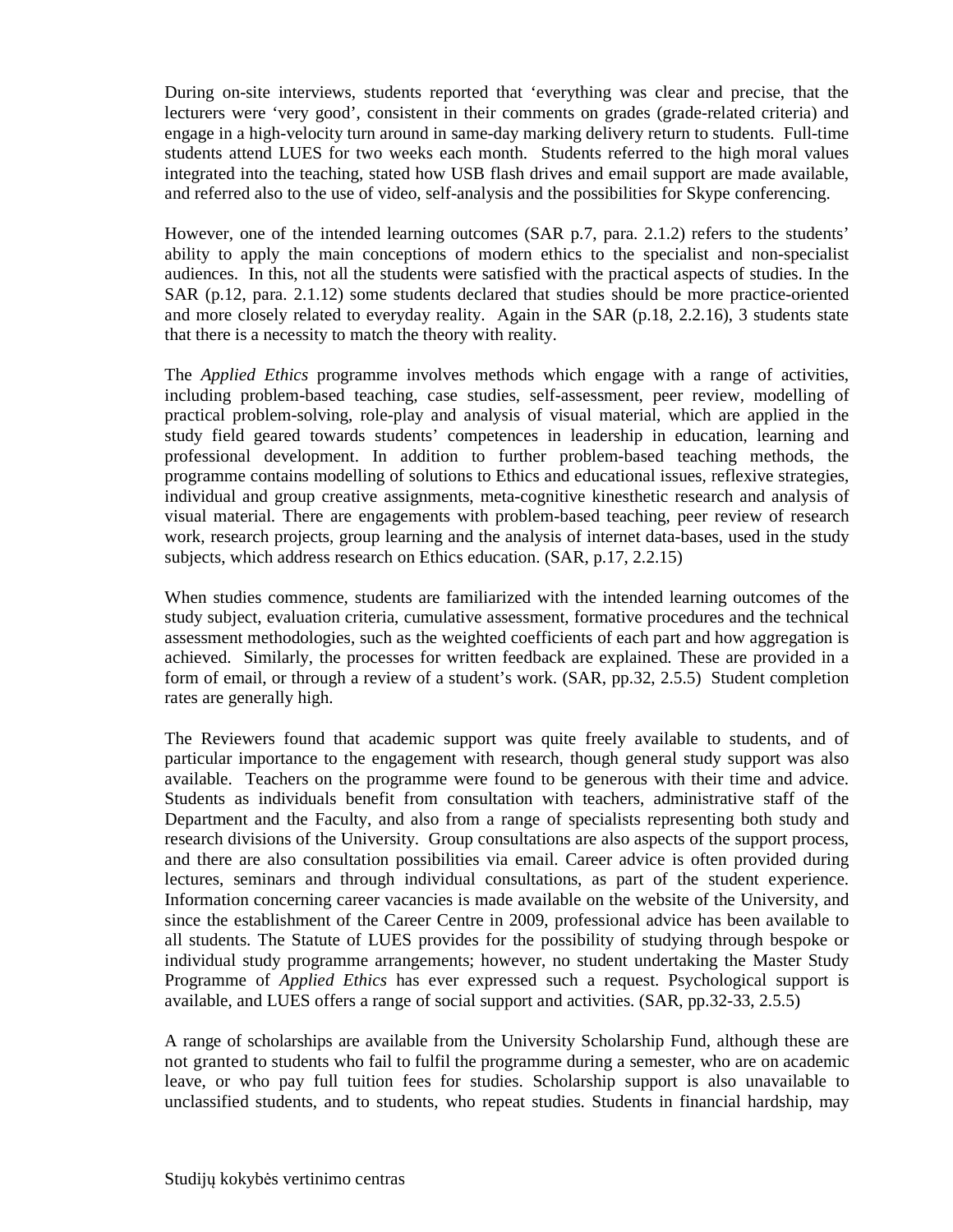During on-site interviews, students reported that 'everything was clear and precise, that the lecturers were 'very good', consistent in their comments on grades (grade-related criteria) and engage in a high-velocity turn around in same-day marking delivery return to students. Full-time students attend LUES for two weeks each month. Students referred to the high moral values integrated into the teaching, stated how USB flash drives and email support are made available, and referred also to the use of video, self-analysis and the possibilities for Skype conferencing.

However, one of the intended learning outcomes (SAR p.7, para. 2.1.2) refers to the students' ability to apply the main conceptions of modern ethics to the specialist and non-specialist audiences. In this, not all the students were satisfied with the practical aspects of studies. In the SAR (p.12, para. 2.1.12) some students declared that studies should be more practice-oriented and more closely related to everyday reality. Again in the SAR (p.18, 2.2.16), 3 students state that there is a necessity to match the theory with reality.

The *Applied Ethics* programme involves methods which engage with a range of activities, including problem-based teaching, case studies, self-assessment, peer review, modelling of practical problem-solving, role-play and analysis of visual material, which are applied in the study field geared towards students' competences in leadership in education, learning and professional development. In addition to further problem-based teaching methods, the programme contains modelling of solutions to Ethics and educational issues, reflexive strategies, individual and group creative assignments, meta-cognitive kinesthetic research and analysis of visual material. There are engagements with problem-based teaching, peer review of research work, research projects, group learning and the analysis of internet data-bases, used in the study subjects, which address research on Ethics education. (SAR, p.17, 2.2.15)

When studies commence, students are familiarized with the intended learning outcomes of the study subject, evaluation criteria, cumulative assessment, formative procedures and the technical assessment methodologies, such as the weighted coefficients of each part and how aggregation is achieved. Similarly, the processes for written feedback are explained. These are provided in a form of email, or through a review of a student's work. (SAR, pp.32, 2.5.5) Student completion rates are generally high.

The Reviewers found that academic support was quite freely available to students, and of particular importance to the engagement with research, though general study support was also available. Teachers on the programme were found to be generous with their time and advice. Students as individuals benefit from consultation with teachers, administrative staff of the Department and the Faculty, and also from a range of specialists representing both study and research divisions of the University. Group consultations are also aspects of the support process, and there are also consultation possibilities via email. Career advice is often provided during lectures, seminars and through individual consultations, as part of the student experience. Information concerning career vacancies is made available on the website of the University, and since the establishment of the Career Centre in 2009, professional advice has been available to all students. The Statute of LUES provides for the possibility of studying through bespoke or individual study programme arrangements; however, no student undertaking the Master Study Programme of *Applied Ethics* has ever expressed such a request. Psychological support is available, and LUES offers a range of social support and activities. (SAR, pp.32-33, 2.5.5)

A range of scholarships are available from the University Scholarship Fund, although these are not granted to students who fail to fulfil the programme during a semester, who are on academic leave, or who pay full tuition fees for studies. Scholarship support is also unavailable to unclassified students, and to students, who repeat studies. Students in financial hardship, may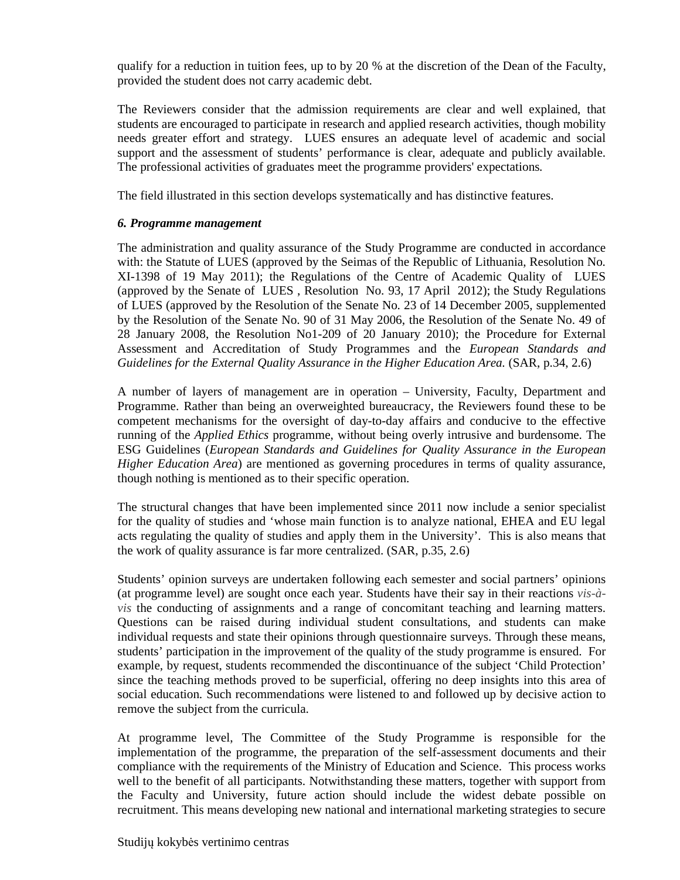qualify for a reduction in tuition fees, up to by 20 % at the discretion of the Dean of the Faculty, provided the student does not carry academic debt.

The Reviewers consider that the admission requirements are clear and well explained, that students are encouraged to participate in research and applied research activities, though mobility needs greater effort and strategy. LUES ensures an adequate level of academic and social support and the assessment of students' performance is clear, adequate and publicly available. The professional activities of graduates meet the programme providers' expectations.

The field illustrated in this section develops systematically and has distinctive features.

***6. Programme management***

The administration and quality assurance of the Study Programme are conducted in accordance with: the Statute of LUES (approved by the Seimas of the Republic of Lithuania, Resolution No. XI-1398 of 19 May 2011); the Regulations of the Centre of Academic Quality of LUES (approved by the Senate of LUES , Resolution No. 93, 17 April 2012); the Study Regulations of LUES (approved by the Resolution of the Senate No. 23 of 14 December 2005, supplemented by the Resolution of the Senate No. 90 of 31 May 2006, the Resolution of the Senate No. 49 of 28 January 2008, the Resolution No1-209 of 20 January 2010); the Procedure for External Assessment and Accreditation of Study Programmes and the *European Standards and Guidelines for the External Quality Assurance in the Higher Education Area.* (SAR, p.34, 2.6)

A number of layers of management are in operation – University, Faculty, Department and Programme. Rather than being an overweighted bureaucracy, the Reviewers found these to be competent mechanisms for the oversight of day-to-day affairs and conducive to the effective running of the *Applied Ethics* programme, without being overly intrusive and burdensome. The ESG Guidelines (*European Standards and Guidelines for Quality Assurance in the European Higher Education Area*) are mentioned as governing procedures in terms of quality assurance, though nothing is mentioned as to their specific operation.

The structural changes that have been implemented since 2011 now include a senior specialist for the quality of studies and 'whose main function is to analyze national, EHEA and EU legal acts regulating the quality of studies and apply them in the University'. This is also means that the work of quality assurance is far more centralized. (SAR, p.35, 2.6)

Students' opinion surveys are undertaken following each semester and social partners' opinions (at programme level) are sought once each year. Students have their say in their reactions *vis-à-vis* the conducting of assignments and a range of concomitant teaching and learning matters. Questions can be raised during individual student consultations, and students can make individual requests and state their opinions through questionnaire surveys. Through these means, students' participation in the improvement of the quality of the study programme is ensured. For example, by request, students recommended the discontinuance of the subject 'Child Protection' since the teaching methods proved to be superficial, offering no deep insights into this area of social education. Such recommendations were listened to and followed up by decisive action to remove the subject from the curricula.

At programme level, The Committee of the Study Programme is responsible for the implementation of the programme, the preparation of the self-assessment documents and their compliance with the requirements of the Ministry of Education and Science. This process works well to the benefit of all participants. Notwithstanding these matters, together with support from the Faculty and University, future action should include the widest debate possible on recruitment. This means developing new national and international marketing strategies to secure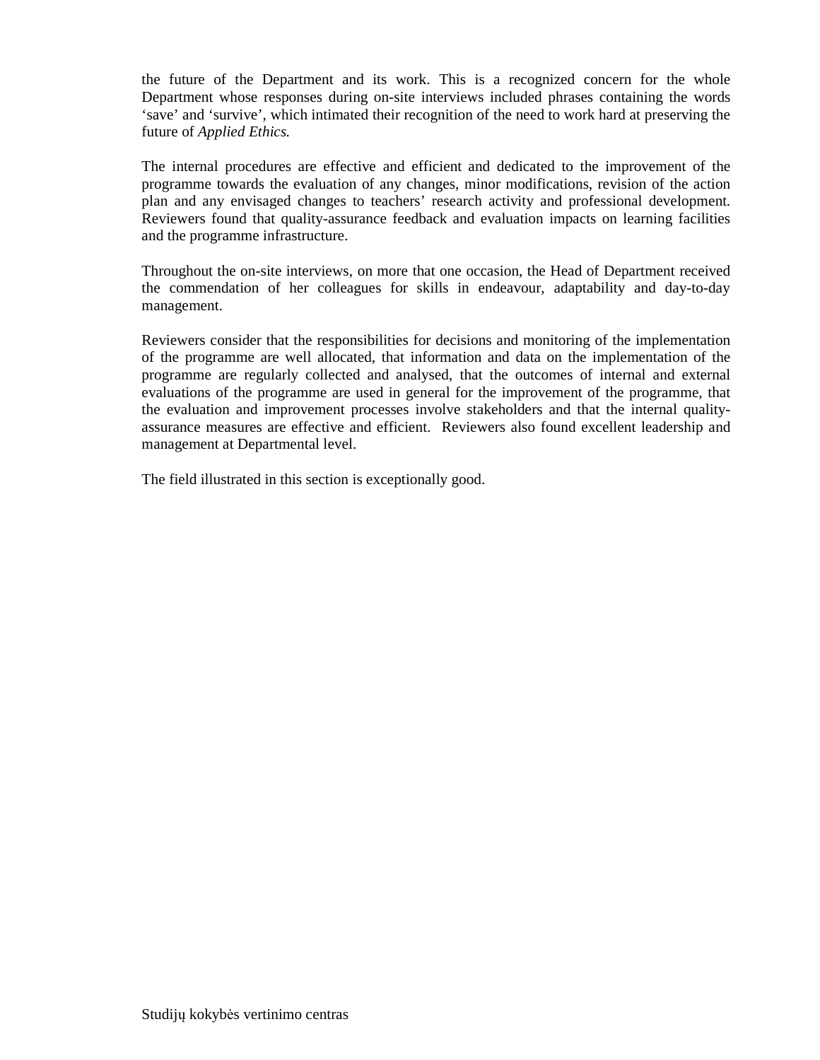the future of the Department and its work. This is a recognized concern for the whole Department whose responses during on-site interviews included phrases containing the words 'save' and 'survive', which intimated their recognition of the need to work hard at preserving the future of *Applied Ethics.*

The internal procedures are effective and efficient and dedicated to the improvement of the programme towards the evaluation of any changes, minor modifications, revision of the action plan and any envisaged changes to teachers' research activity and professional development. Reviewers found that quality-assurance feedback and evaluation impacts on learning facilities and the programme infrastructure.

Throughout the on-site interviews, on more that one occasion, the Head of Department received the commendation of her colleagues for skills in endeavour, adaptability and day-to-day management.

Reviewers consider that the responsibilities for decisions and monitoring of the implementation of the programme are well allocated, that information and data on the implementation of the programme are regularly collected and analysed, that the outcomes of internal and external evaluations of the programme are used in general for the improvement of the programme, that the evaluation and improvement processes involve stakeholders and that the internal quality-assurance measures are effective and efficient. Reviewers also found excellent leadership and management at Departmental level.

The field illustrated in this section is exceptionally good.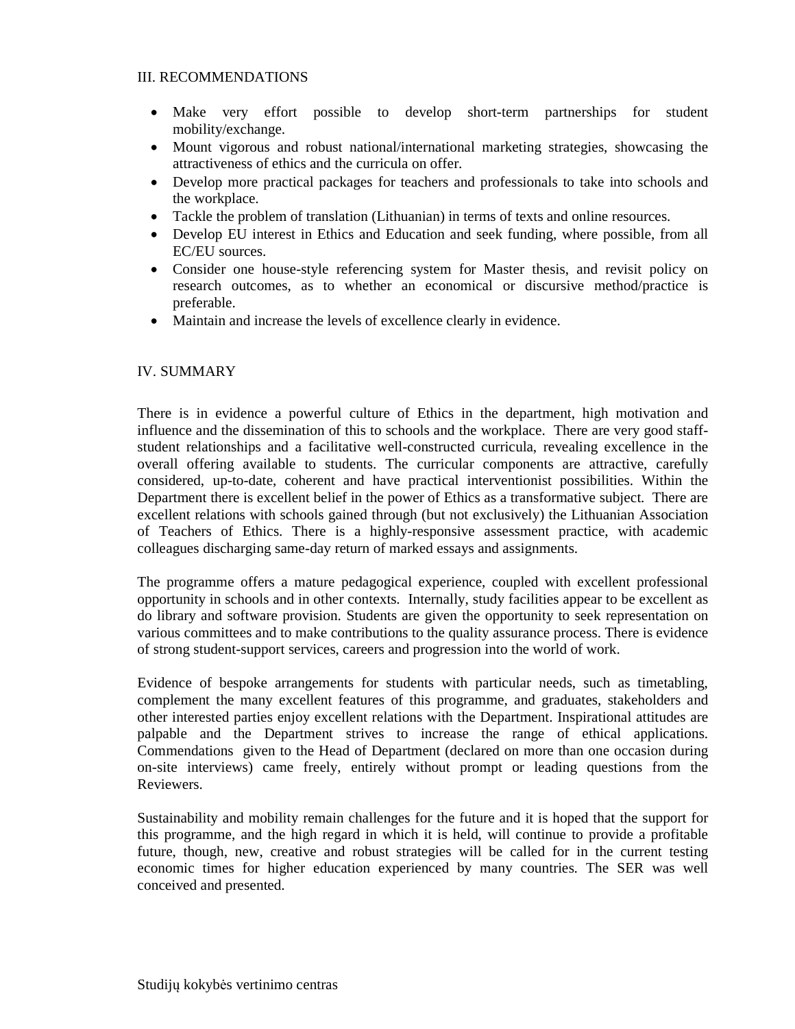## III. RECOMMENDATIONS

- Make very effort possible to develop short-term partnerships for student mobility/exchange.
- Mount vigorous and robust national/international marketing strategies, showcasing the attractiveness of ethics and the curricula on offer.
- Develop more practical packages for teachers and professionals to take into schools and the workplace.
- Tackle the problem of translation (Lithuanian) in terms of texts and online resources.
- Develop EU interest in Ethics and Education and seek funding, where possible, from all EC/EU sources.
- Consider one house-style referencing system for Master thesis, and revisit policy on research outcomes, as to whether an economical or discursive method/practice is preferable.
- Maintain and increase the levels of excellence clearly in evidence.

## IV. SUMMARY

There is in evidence a powerful culture of Ethics in the department, high motivation and influence and the dissemination of this to schools and the workplace. There are very good staff-student relationships and a facilitative well-constructed curricula, revealing excellence in the overall offering available to students. The curricular components are attractive, carefully considered, up-to-date, coherent and have practical interventionist possibilities. Within the Department there is excellent belief in the power of Ethics as a transformative subject. There are excellent relations with schools gained through (but not exclusively) the Lithuanian Association of Teachers of Ethics. There is a highly-responsive assessment practice, with academic colleagues discharging same-day return of marked essays and assignments.

The programme offers a mature pedagogical experience, coupled with excellent professional opportunity in schools and in other contexts. Internally, study facilities appear to be excellent as do library and software provision. Students are given the opportunity to seek representation on various committees and to make contributions to the quality assurance process. There is evidence of strong student-support services, careers and progression into the world of work.

Evidence of bespoke arrangements for students with particular needs, such as timetabling, complement the many excellent features of this programme, and graduates, stakeholders and other interested parties enjoy excellent relations with the Department. Inspirational attitudes are palpable and the Department strives to increase the range of ethical applications. Commendations given to the Head of Department (declared on more than one occasion during on-site interviews) came freely, entirely without prompt or leading questions from the Reviewers.

Sustainability and mobility remain challenges for the future and it is hoped that the support for this programme, and the high regard in which it is held, will continue to provide a profitable future, though, new, creative and robust strategies will be called for in the current testing economic times for higher education experienced by many countries. The SER was well conceived and presented.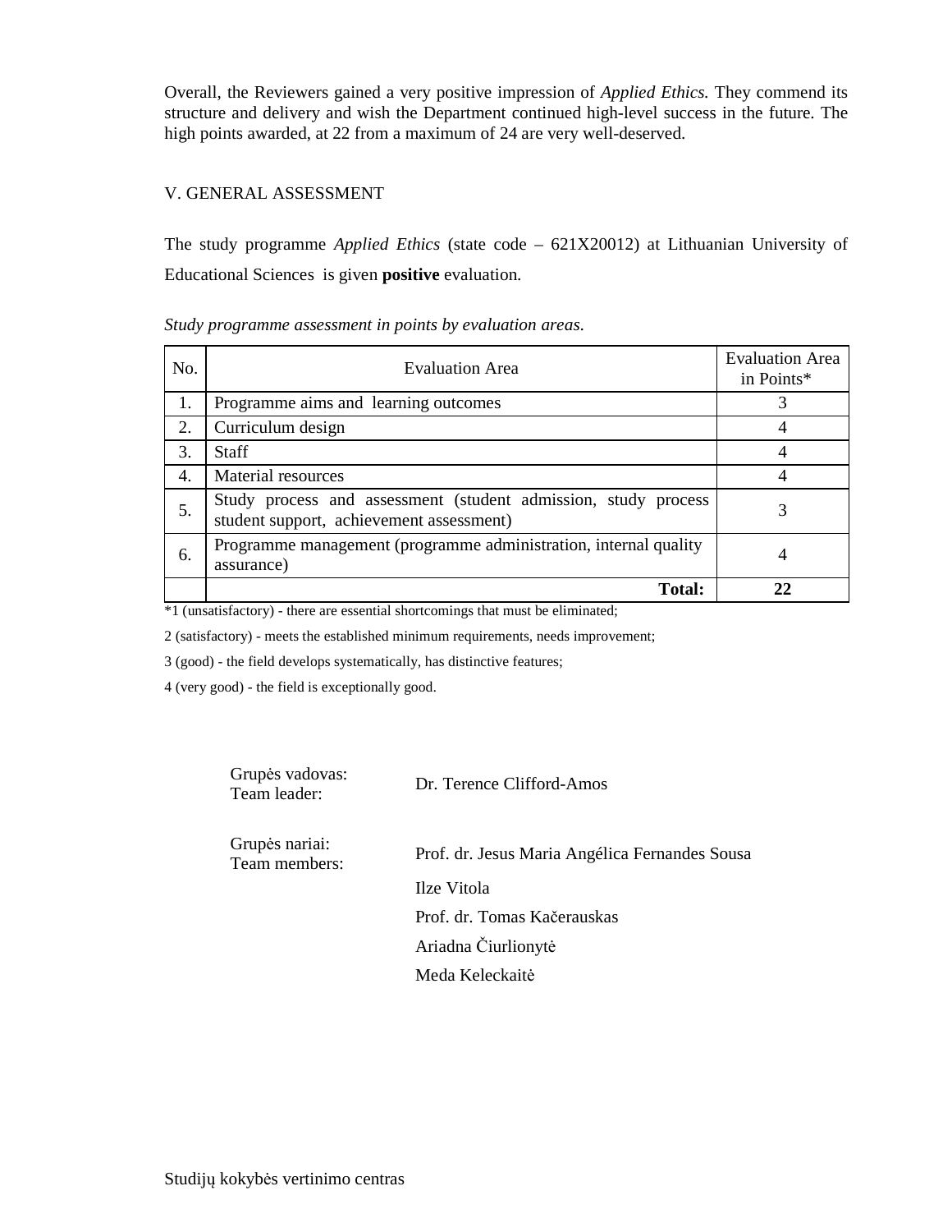Overall, the Reviewers gained a very positive impression of *Applied Ethics.* They commend its structure and delivery and wish the Department continued high-level success in the future. The high points awarded, at 22 from a maximum of 24 are very well-deserved.

## V. GENERAL ASSESSMENT

The study programme *Applied Ethics* (state code – 621X20012) at Lithuanian University of Educational Sciences is given **positive** evaluation.

*Study programme assessment in points by evaluation areas.*

| No. | Evaluation Area | Evaluation Area in Points* |
|---|---|---|
| 1. | Programme aims and learning outcomes | 3 |
| 2. | Curriculum design | 4 |
| 3. | Staff | 4 |
| 4. | Material resources | 4 |
| 5. | Study process and assessment (student admission, study process student support, achievement assessment) | 3 |
| 6. | Programme management (programme administration, internal quality assurance) | 4 |
| | **Total:** | **22** |

*1 (unsatisfactory) - there are essential shortcomings that must be eliminated;

2 (satisfactory) - meets the established minimum requirements, needs improvement;

3 (good) - the field develops systematically, has distinctive features;

4 (very good) - the field is exceptionally good.

Grupės vadovas:
Team leader: Dr. Terence Clifford-Amos

Grupės nariai:
Team members:
Prof. dr. Jesus Maria Angélica Fernandes Sousa
Ilze Vitola
Prof. dr. Tomas Kačerauskas
Ariadna Čiurlionytė
Meda Keleckaitė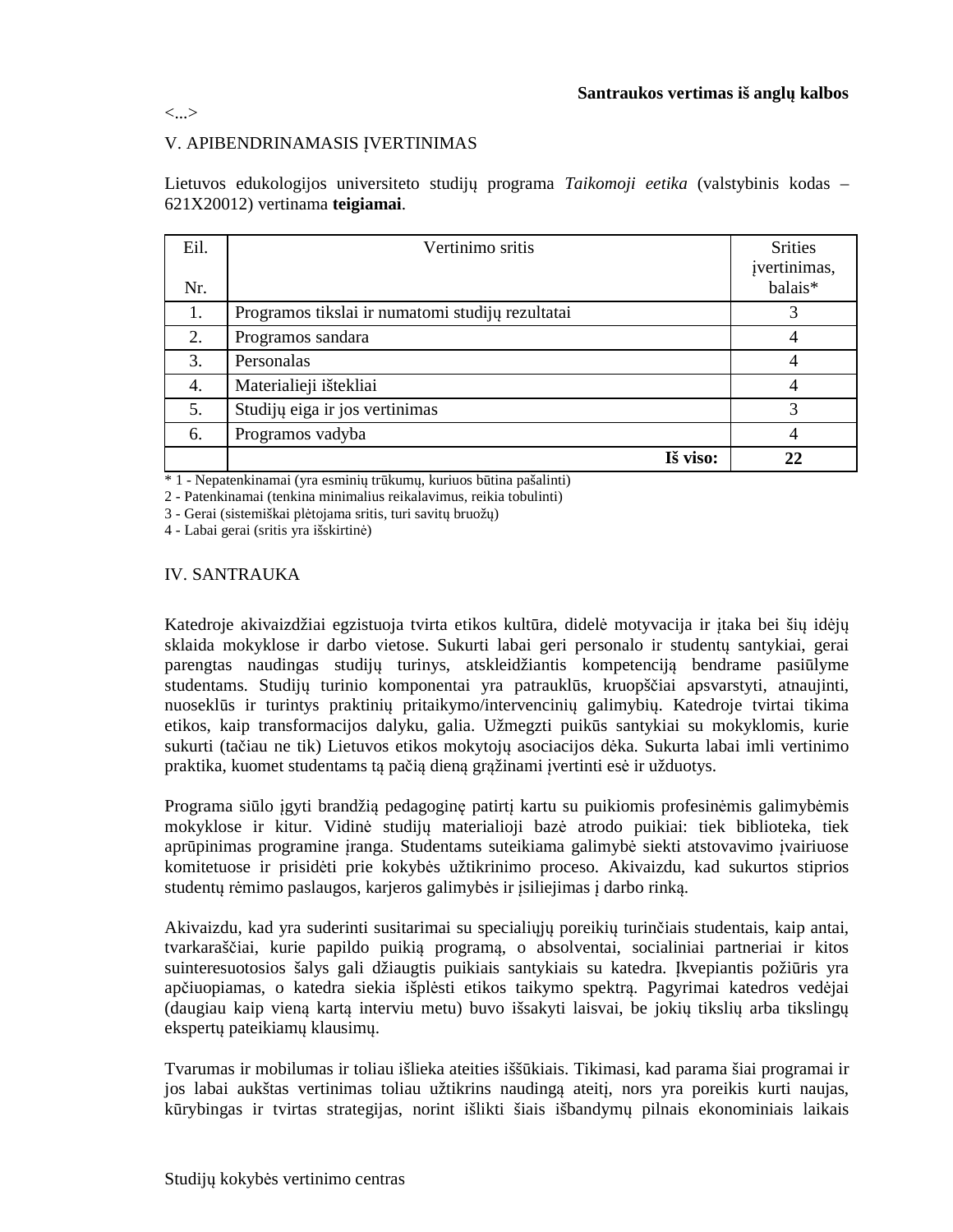**Santraukos vertimas iš anglų kalbos**

<...>

V. APIBENDRINAMASIS ĮVERTINIMAS

Lietuvos edukologijos universiteto studijų programa *Taikomoji etika* (valstybinis kodas – 621X20012) vertinama **teigiamai**.

| Eil. Nr. | Vertinimo sritis | Srities įvertinimas, balais* |
|---|---|---|
| 1. | Programos tikslai ir numatomi studijų rezultatai | 3 |
| 2. | Programos sandara | 4 |
| 3. | Personalas | 4 |
| 4. | Materialieji ištekliai | 4 |
| 5. | Studijų eiga ir jos vertinimas | 3 |
| 6. | Programos vadyba | 4 |
| | **Iš viso:** | **22** |

\* 1 - Nepatenkinamai (yra esminių trūkumų, kuriuos būtina pašalinti)
2 - Patenkinamai (tenkina minimalius reikalavimus, reikia tobulinti)
3 - Gerai (sistemiškai plėtojama sritis, turi savitų bruožų)
4 - Labai gerai (sritis yra išskirtinė)

IV. SANTRAUKA

Katedroje akivaizdžiai egzistuoja tvirta etikos kultūra, didelė motyvacija ir įtaka bei šių idėjų sklaida mokyklose ir darbo vietose. Sukurti labai geri personalo ir studentų santykiai, gerai parengtas naudingas studijų turinys, atskleidžiantis kompetenciją bendrame pasiūlyme studentams. Studijų turinio komponentai yra patrauklūs, kruopščiai apsvarstyti, atnaujinti, nuoseklūs ir turintys praktinių pritaikymo/intervencinių galimybių. Katedroje tvirtai tikima etikos, kaip transformacijos dalyku, galia. Užmegzti puikūs santykiai su mokyklomis, kurie sukurti (tačiau ne tik) Lietuvos etikos mokytojų asociacijos dėka. Sukurta labai imli vertinimo praktika, kuomet studentams tą pačią dieną grąžinami įvertinti esė ir užduotys.

Programa siūlo įgyti brandžią pedagoginę patirtį kartu su puikiomis profesinėmis galimybėmis mokyklose ir kitur. Vidinė studijų materialioji bazė atrodo puikiai: tiek biblioteka, tiek aprūpinimas programine įranga. Studentams suteikiama galimybė siekti atstovavimo įvairiuose komitetuose ir prisidėti prie kokybės užtikrinimo proceso. Akivaizdu, kad sukurtos stiprios studentų rėmimo paslaugos, karjeros galimybės ir įsiliejimas į darbo rinką.

Akivaizdu, kad yra suderinti susitarimai su specialiųjų poreikių turinčiais studentais, kaip antai, tvarkaraščiai, kurie papildo puikią programą, o absolventai, socialiniai partneriai ir kitos suinteresuotosios šalys gali džiaugtis puikiais santykiais su katedra. Įkvepiantis požiūris yra apčiuopiamas, o katedra siekia išplėsti etikos taikymo spektrą. Pagyrimai katedros vedėjai (daugiau kaip vieną kartą interviu metu) buvo išsakyti laisvai, be jokių tikslių arba tikslingų ekspertų pateikiamų klausimų.

Tvarumas ir mobilumas ir toliau išlieka ateities iššūkiais. Tikimasi, kad parama šiai programai ir jos labai aukštas vertinimas toliau užtikrins naudingą ateitį, nors yra poreikis kurti naujas, kūrybingas ir tvirtas strategijas, norint išlikti šiais išbandymų pilnais ekonominiais laikais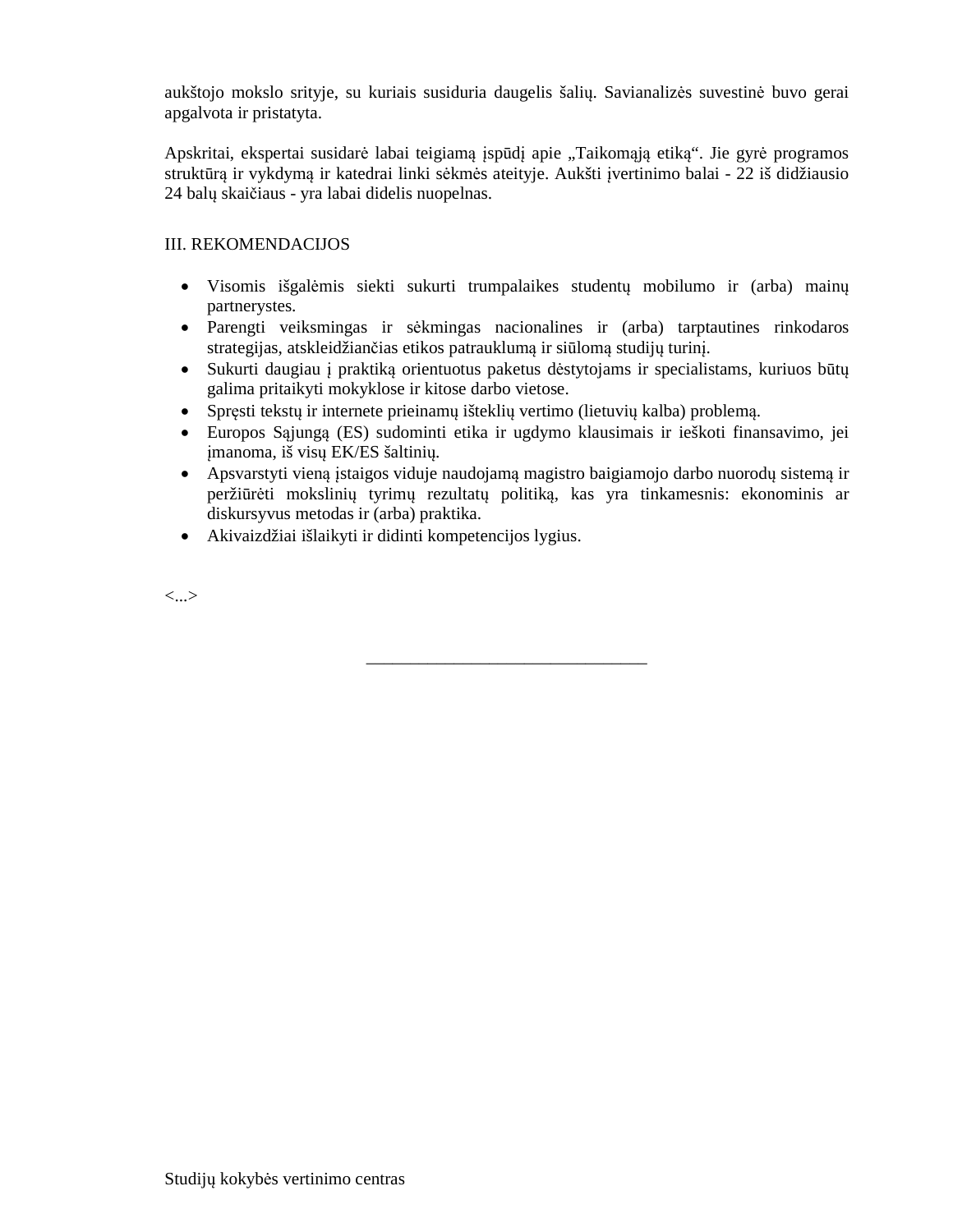aukštojo mokslo srityje, su kuriais susiduria daugelis šalių. Savianalizės suvestinė buvo gerai apgalvota ir pristatyta.

Apskritai, ekspertai susidarė labai teigiamą įspūdį apie „Taikomąją etiką“. Jie gyrė programos struktūrą ir vykdymą ir katedrai linki sėkmės ateityje. Aukšti įvertinimo balai - 22 iš didžiausio 24 balų skaičiaus - yra labai didelis nuopelnas.

## III. REKOMENDACIJOS

- Visomis išgalėmis siekti sukurti trumpalaikes studentų mobilumo ir (arba) mainų partnerystes.
- Parengti veiksmingas ir sėkmingas nacionalines ir (arba) tarptautines rinkodaros strategijas, atskleidžiančias etikos patrauklumą ir siūlomą studijų turinį.
- Sukurti daugiau į praktiką orientuotus paketus dėstytojams ir specialistams, kuriuos būtų galima pritaikyti mokyklose ir kitose darbo vietose.
- Spręsti tekstų ir internete prieinamų išteklių vertimo (lietuvių kalba) problemą.
- Europos Sąjungą (ES) sudominti etika ir ugdymo klausimais ir ieškoti finansavimo, jei įmanoma, iš visų EK/ES šaltinių.
- Apsvarstyti vieną įstaigos viduje naudojamą magistro baigiamojo darbo nuorodų sistemą ir peržiūrėti mokslinių tyrimų rezultatų politiką, kas yra tinkamesnis: ekonominis ar diskursyvus metodas ir (arba) praktika.
- Akivaizdžiai išlaikyti ir didinti kompetencijos lygius.

<...>

\_\_\_\_\_\_\_\_\_\_\_\_\_\_\_\_\_\_\_\_\_\_\_\_\_\_\_\_\_\_\_\_

Studijų kokybės vertinimo centras